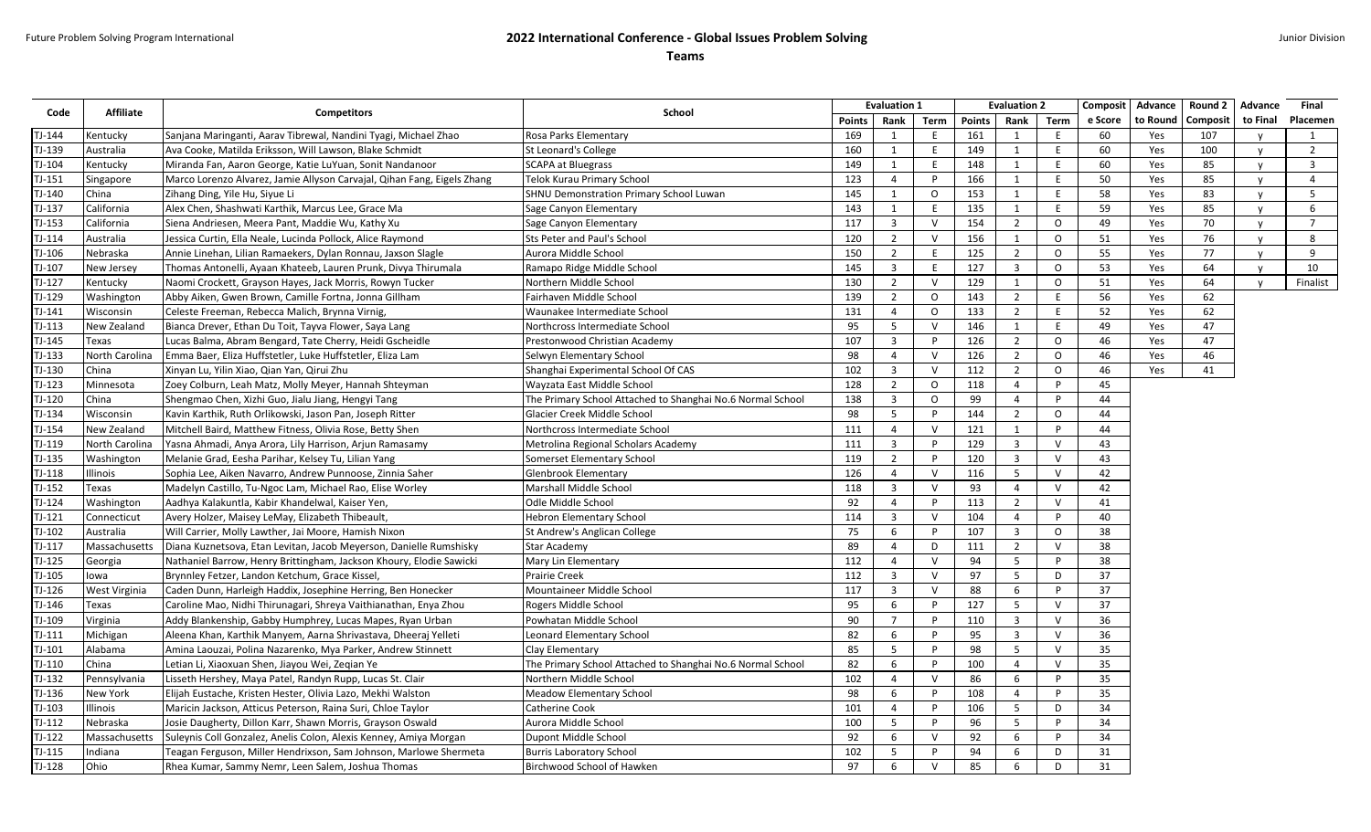# 2022 International Conference - Global Issues Problem Solving

## Teams

| Code | Affiliate | Competitors | School | Evaluation 1 | | | Evaluation 2 | | | Composite Score | Advance to Round | Round 2 Composit | Advance to Final | Final Placemen |
|---|---|---|---|---|---|---|---|---|---|---|---|---|---|---|
| | | | | Points | Rank | Term | Points | Rank | Term | | | | | |
| TJ-144 | Kentucky | Sanjana Maringanti, Aarav Tibrewal, Nandini Tyagi, Michael Zhao | Rosa Parks Elementary | 169 | 1 | E | 161 | 1 | E | 60 | Yes | 107 | y | 1 |
| TJ-139 | Australia | Ava Cooke, Matilda Eriksson, Will Lawson, Blake Schmidt | St Leonard's College | 160 | 1 | E | 149 | 1 | E | 60 | Yes | 100 | y | 2 |
| TJ-104 | Kentucky | Miranda Fan, Aaron George, Katie LuYuan, Sonit Nandanoor | SCAPA at Bluegrass | 149 | 1 | E | 148 | 1 | E | 60 | Yes | 85 | y | 3 |
| TJ-151 | Singapore | Marco Lorenzo Alvarez, Jamie Allyson Carvajal, Qihan Fang, Eigels Zhang | Telok Kurau Primary School | 123 | 4 | P | 166 | 1 | E | 50 | Yes | 85 | y | 4 |
| TJ-140 | China | Zihang Ding, Yile Hu, Siyue Li | SHNU Demonstration Primary School Luwan | 145 | 1 | O | 153 | 1 | E | 58 | Yes | 83 | y | 5 |
| TJ-137 | California | Alex Chen, Shashwati Karthik, Marcus Lee, Grace Ma | Sage Canyon Elementary | 143 | 1 | E | 135 | 1 | E | 59 | Yes | 85 | y | 6 |
| TJ-153 | California | Siena Andriesen, Meera Pant, Maddie Wu, Kathy Xu | Sage Canyon Elementary | 117 | 3 | V | 154 | 2 | O | 49 | Yes | 70 | y | 7 |
| TJ-114 | Australia | Jessica Curtin, Ella Neale, Lucinda Pollock, Alice Raymond | Sts Peter and Paul's School | 120 | 2 | V | 156 | 1 | O | 51 | Yes | 76 | y | 8 |
| TJ-106 | Nebraska | Annie Linehan, Lilian Ramaekers, Dylan Ronnau, Jaxson Slagle | Aurora Middle School | 150 | 2 | E | 125 | 2 | O | 55 | Yes | 77 | y | 9 |
| TJ-107 | New Jersey | Thomas Antonelli, Ayaan Khateeb, Lauren Prunk, Divya Thirumala | Ramapo Ridge Middle School | 145 | 3 | E | 127 | 3 | O | 53 | Yes | 64 | y | 10 |
| TJ-127 | Kentucky | Naomi Crockett, Grayson Hayes, Jack Morris, Rowyn Tucker | Northern Middle School | 130 | 2 | V | 129 | 1 | O | 51 | Yes | 64 | y | Finalist |
| TJ-129 | Washington | Abby Aiken, Gwen Brown, Camille Fortna, Jonna Gillham | Fairhaven Middle School | 139 | 2 | O | 143 | 2 | E | 56 | Yes | 62 | | |
| TJ-141 | Wisconsin | Celeste Freeman, Rebecca Malich, Brynna Virnig, | Waunakee Intermediate School | 131 | 4 | O | 133 | 2 | E | 52 | Yes | 62 | | |
| TJ-113 | New Zealand | Bianca Drever, Ethan Du Toit, Tayva Flower, Saya Lang | Northcross Intermediate School | 95 | 5 | V | 146 | 1 | E | 49 | Yes | 47 | | |
| TJ-145 | Texas | Lucas Balma, Abram Bengard, Tate Cherry, Heidi Gscheidle | Prestonwood Christian Academy | 107 | 3 | P | 126 | 2 | O | 46 | Yes | 47 | | |
| TJ-133 | North Carolina | Emma Baer, Eliza Huffstetler, Luke Huffstetler, Eliza Lam | Selwyn Elementary School | 98 | 4 | V | 126 | 2 | O | 46 | Yes | 46 | | |
| TJ-130 | China | Xinyan Lu, Yilin Xiao, Qian Yan, Qirui Zhu | Shanghai Experimental School Of CAS | 102 | 3 | V | 112 | 2 | O | 46 | Yes | 41 | | |
| TJ-123 | Minnesota | Zoey Colburn, Leah Matz, Molly Meyer, Hannah Shteyman | Wayzata East Middle School | 128 | 2 | O | 118 | 4 | P | 45 | | | | |
| TJ-120 | China | Shengmao Chen, Xizhi Guo, Jialu Jiang, Hengyi Tang | The Primary School Attached to Shanghai No.6 Normal School | 138 | 3 | O | 99 | 4 | P | 44 | | | | |
| TJ-134 | Wisconsin | Kavin Karthik, Ruth Orlikowski, Jason Pan, Joseph Ritter | Glacier Creek Middle School | 98 | 5 | P | 144 | 2 | O | 44 | | | | |
| TJ-154 | New Zealand | Mitchell Baird, Matthew Fitness, Olivia Rose, Betty Shen | Northcross Intermediate School | 111 | 4 | V | 121 | 1 | P | 44 | | | | |
| TJ-119 | North Carolina | Yasna Ahmadi, Anya Arora, Lily Harrison, Arjun Ramasamy | Metrolina Regional Scholars Academy | 111 | 3 | P | 129 | 3 | V | 43 | | | | |
| TJ-135 | Washington | Melanie Grad, Eesha Parihar, Kelsey Tu, Lilian Yang | Somerset Elementary School | 119 | 2 | P | 120 | 3 | V | 43 | | | | |
| TJ-118 | Illinois | Sophia Lee, Aiken Navarro, Andrew Punnoose, Zinnia Saher | Glenbrook Elementary | 126 | 4 | V | 116 | 5 | V | 42 | | | | |
| TJ-152 | Texas | Madelyn Castillo, Tu-Ngoc Lam, Michael Rao, Elise Worley | Marshall Middle School | 118 | 3 | V | 93 | 4 | V | 42 | | | | |
| TJ-124 | Washington | Aadhya Kalakuntla, Kabir Khandelwal, Kaiser Yen, | Odle Middle School | 92 | 4 | P | 113 | 2 | V | 41 | | | | |
| TJ-121 | Connecticut | Avery Holzer, Maisey LeMay, Elizabeth Thibeault, | Hebron Elementary School | 114 | 3 | V | 104 | 4 | P | 40 | | | | |
| TJ-102 | Australia | Will Carrier, Molly Lawther, Jai Moore, Hamish Nixon | St Andrew's Anglican College | 75 | 6 | P | 107 | 3 | O | 38 | | | | |
| TJ-117 | Massachusetts | Diana Kuznetsova, Etan Levitan, Jacob Meyerson, Danielle Rumshisky | Star Academy | 89 | 4 | D | 111 | 2 | V | 38 | | | | |
| TJ-125 | Georgia | Nathaniel Barrow, Henry Brittingham, Jackson Khoury, Elodie Sawicki | Mary Lin Elementary | 112 | 4 | V | 94 | 5 | P | 38 | | | | |
| TJ-105 | Iowa | Brynnley Fetzer, Landon Ketchum, Grace Kissel, | Prairie Creek | 112 | 3 | V | 97 | 5 | D | 37 | | | | |
| TJ-126 | West Virginia | Caden Dunn, Harleigh Haddix, Josephine Herring, Ben Honecker | Mountaineer Middle School | 117 | 3 | V | 88 | 6 | P | 37 | | | | |
| TJ-146 | Texas | Caroline Mao, Nidhi Thirunagari, Shreya Vaithianathan, Enya Zhou | Rogers Middle School | 95 | 6 | P | 127 | 5 | V | 37 | | | | |
| TJ-109 | Virginia | Addy Blankenship, Gabby Humphrey, Lucas Mapes, Ryan Urban | Powhatan Middle School | 90 | 7 | P | 110 | 3 | V | 36 | | | | |
| TJ-111 | Michigan | Aleena Khan, Karthik Manyem, Aarna Shrivastava, Dheeraj Yelleti | Leonard Elementary School | 82 | 6 | P | 95 | 3 | V | 36 | | | | |
| TJ-101 | Alabama | Amina Laouzai, Polina Nazarenko, Mya Parker, Andrew Stinnett | Clay Elementary | 85 | 5 | P | 98 | 5 | V | 35 | | | | |
| TJ-110 | China | Letian Li, Xiaoxuan Shen, Jiayou Wei, Zeqian Ye | The Primary School Attached to Shanghai No.6 Normal School | 82 | 6 | P | 100 | 4 | V | 35 | | | | |
| TJ-132 | Pennsylvania | Lisseth Hershey, Maya Patel, Randyn Rupp, Lucas St. Clair | Northern Middle School | 102 | 4 | V | 86 | 6 | P | 35 | | | | |
| TJ-136 | New York | Elijah Eustache, Kristen Hester, Olivia Lazo, Mekhi Walston | Meadow Elementary School | 98 | 6 | P | 108 | 4 | P | 35 | | | | |
| TJ-103 | Illinois | Maricin Jackson, Atticus Peterson, Raina Suri, Chloe Taylor | Catherine Cook | 101 | 4 | P | 106 | 5 | D | 34 | | | | |
| TJ-112 | Nebraska | Josie Daugherty, Dillon Karr, Shawn Morris, Grayson Oswald | Aurora Middle School | 100 | 5 | P | 96 | 5 | P | 34 | | | | |
| TJ-122 | Massachusetts | Suleynis Coll Gonzalez, Anelis Colon, Alexis Kenney, Amiya Morgan | Dupont Middle School | 92 | 6 | V | 92 | 6 | P | 34 | | | | |
| TJ-115 | Indiana | Teagan Ferguson, Miller Hendrixson, Sam Johnson, Marlowe Shermeta | Burris Laboratory School | 102 | 5 | P | 94 | 6 | D | 31 | | | | |
| TJ-128 | Ohio | Rhea Kumar, Sammy Nemr, Leen Salem, Joshua Thomas | Birchwood School of Hawken | 97 | 6 | V | 85 | 6 | D | 31 | | | | |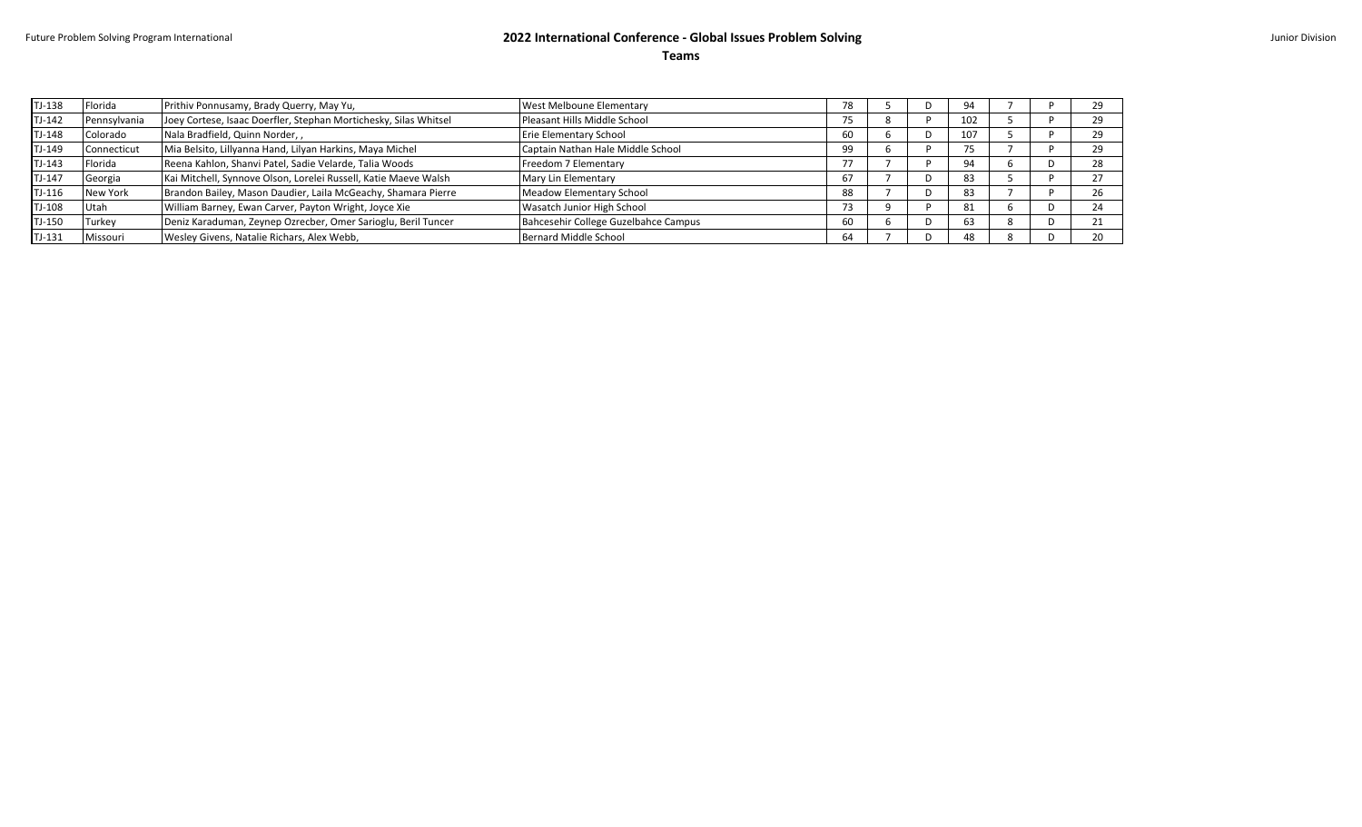| | | | | | | | | | | |
|---|---|---|---|---|---|---|---|---|---|---|
| TJ-138 | Florida | Prithiv Ponnusamy, Brady Querry, May Yu, | West Melboune Elementary | 78 | 5 | D | 94 | 7 | P | 29 |
| TJ-142 | Pennsylvania | Joey Cortese, Isaac Doerfler, Stephan Mortichesky, Silas Whitsel | Pleasant Hills Middle School | 75 | 8 | P | 102 | 5 | P | 29 |
| TJ-148 | Colorado | Nala Bradfield, Quinn Norder, , | Erie Elementary School | 60 | 6 | D | 107 | 5 | P | 29 |
| TJ-149 | Connecticut | Mia Belsito, Lillyanna Hand, Lilyan Harkins, Maya Michel | Captain Nathan Hale Middle School | 99 | 6 | P | 75 | 7 | P | 29 |
| TJ-143 | Florida | Reena Kahlon, Shanvi Patel, Sadie Velarde, Talia Woods | Freedom 7 Elementary | 77 | 7 | P | 94 | 6 | D | 28 |
| TJ-147 | Georgia | Kai Mitchell, Synnove Olson, Lorelei Russell, Katie Maeve Walsh | Mary Lin Elementary | 67 | 7 | D | 83 | 5 | P | 27 |
| TJ-116 | New York | Brandon Bailey, Mason Daudier, Laila McGeachy, Shamara Pierre | Meadow Elementary School | 88 | 7 | D | 83 | 7 | P | 26 |
| TJ-108 | Utah | William Barney, Ewan Carver, Payton Wright, Joyce Xie | Wasatch Junior High School | 73 | 9 | P | 81 | 6 | D | 24 |
| TJ-150 | Turkey | Deniz Karaduman, Zeynep Ozrecber, Omer Sarioglu, Beril Tuncer | Bahcesehir College Guzelbahce Campus | 60 | 6 | D | 63 | 8 | D | 21 |
| TJ-131 | Missouri | Wesley Givens, Natalie Richars, Alex Webb, | Bernard Middle School | 64 | 7 | D | 48 | 8 | D | 20 |